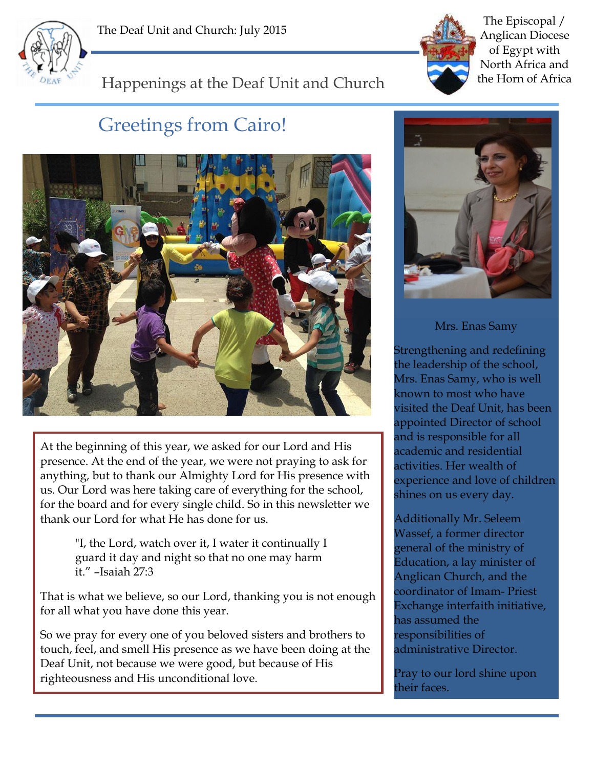The Deaf Unit and Church: July 2015

The Episcopal / Anglican Diocese of Egypt with North Africa and the Horn of Africa

# Happenings at the Deaf Unit and Church

## Greetings from Cairo!

At the beginning of this year, we asked for our Lord and His presence. At the end of the year, we were not praying to ask for anything, but to thank our Almighty Lord for His presence with us. Our Lord was here taking care of everything for the school, for the board and for every single child. So in this newsletter we thank our Lord for what He has done for us.

> "I, the Lord, watch over it, I water it continually I guard it day and night so that no one may harm it." –Isaiah 27:3

That is what we believe, so our Lord, thanking you is not enough for all what you have done this year.

So we pray for every one of you beloved sisters and brothers to touch, feel, and smell His presence as we have been doing at the Deaf Unit, not because we were good, but because of His righteousness and His unconditional love.

Mrs. Enas Samy

Strengthening and redefining the leadership of the school, Mrs. Enas Samy, who is well known to most who have visited the Deaf Unit, has been appointed Director of school and is responsible for all academic and residential activities. Her wealth of experience and love of children shines on us every day.

Additionally Mr. Seleem Wassef, a former director general of the ministry of Education, a lay minister of Anglican Church, and the coordinator of Imam- Priest Exchange interfaith initiative, has assumed the responsibilities of administrative Director.

Pray to our lord shine upon their faces.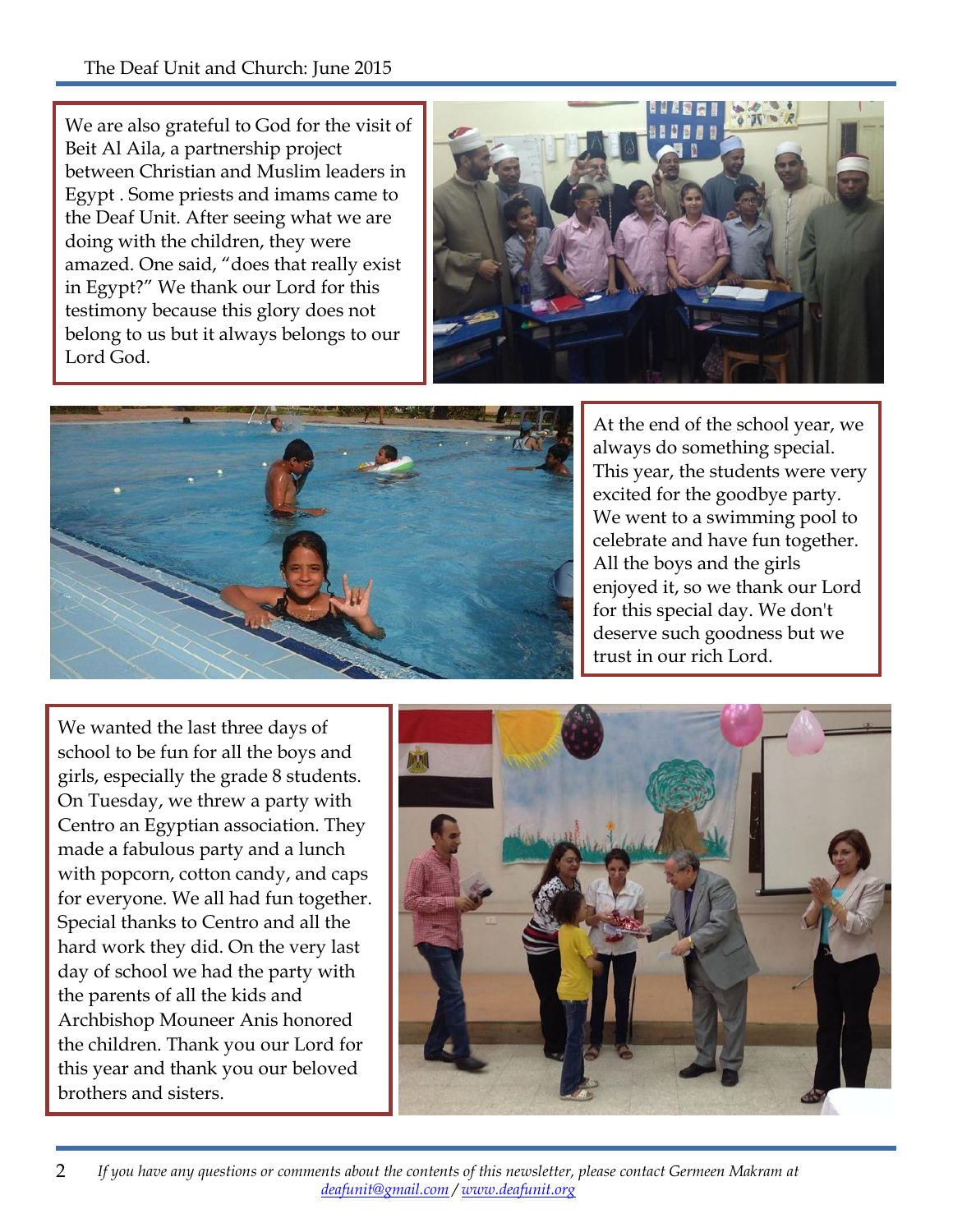We are also grateful to God for the visit of Beit Al Aila, a partnership project between Christian and Muslim leaders in Egypt . Some priests and imams came to the Deaf Unit. After seeing what we are doing with the children, they were amazed. One said, "does that really exist in Egypt?" We thank our Lord for this testimony because this glory does not belong to us but it always belongs to our Lord God.

At the end of the school year, we always do something special. This year, the students were very excited for the goodbye party. We went to a swimming pool to celebrate and have fun together. All the boys and the girls enjoyed it, so we thank our Lord for this special day. We don't deserve such goodness but we trust in our rich Lord.

We wanted the last three days of school to be fun for all the boys and girls, especially the grade 8 students. On Tuesday, we threw a party with Centro an Egyptian association. They made a fabulous party and a lunch with popcorn, cotton candy, and caps for everyone. We all had fun together. Special thanks to Centro and all the hard work they did. On the very last day of school we had the party with the parents of all the kids and Archbishop Mouneer Anis honored the children. Thank you our Lord for this year and thank you our beloved brothers and sisters.

*If you have any questions or comments about the contents of this newsletter, please contact Germeen Makram at [deafunit@gmail.com](mailto:deafunit@gmail.com) / [www.deafunit.org](http://www.deafunit.org)*